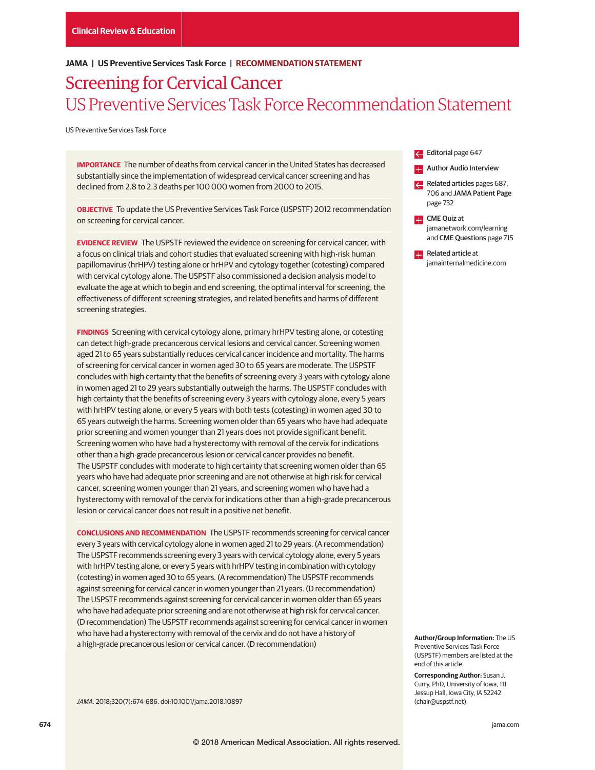Clinical Review & Education

JAMA | US Preventive Services Task Force | RECOMMENDATION STATEMENT

# Screening for Cervical Cancer
## US Preventive Services Task Force Recommendation Statement

US Preventive Services Task Force

**IMPORTANCE** The number of deaths from cervical cancer in the United States has decreased substantially since the implementation of widespread cervical cancer screening and has declined from 2.8 to 2.3 deaths per 100 000 women from 2000 to 2015.

**OBJECTIVE** To update the US Preventive Services Task Force (USPSTF) 2012 recommendation on screening for cervical cancer.

**EVIDENCE REVIEW** The USPSTF reviewed the evidence on screening for cervical cancer, with a focus on clinical trials and cohort studies that evaluated screening with high-risk human papillomavirus (hrHPV) testing alone or hrHPV and cytology together (cotesting) compared with cervical cytology alone. The USPSTF also commissioned a decision analysis model to evaluate the age at which to begin and end screening, the optimal interval for screening, the effectiveness of different screening strategies, and related benefits and harms of different screening strategies.

**FINDINGS** Screening with cervical cytology alone, primary hrHPV testing alone, or cotesting can detect high-grade precancerous cervical lesions and cervical cancer. Screening women aged 21 to 65 years substantially reduces cervical cancer incidence and mortality. The harms of screening for cervical cancer in women aged 30 to 65 years are moderate. The USPSTF concludes with high certainty that the benefits of screening every 3 years with cytology alone in women aged 21 to 29 years substantially outweigh the harms. The USPSTF concludes with high certainty that the benefits of screening every 3 years with cytology alone, every 5 years with hrHPV testing alone, or every 5 years with both tests (cotesting) in women aged 30 to 65 years outweigh the harms. Screening women older than 65 years who have had adequate prior screening and women younger than 21 years does not provide significant benefit. Screening women who have had a hysterectomy with removal of the cervix for indications other than a high-grade precancerous lesion or cervical cancer provides no benefit. The USPSTF concludes with moderate to high certainty that screening women older than 65 years who have had adequate prior screening and are not otherwise at high risk for cervical cancer, screening women younger than 21 years, and screening women who have had a hysterectomy with removal of the cervix for indications other than a high-grade precancerous lesion or cervical cancer does not result in a positive net benefit.

**CONCLUSIONS AND RECOMMENDATION** The USPSTF recommends screening for cervical cancer every 3 years with cervical cytology alone in women aged 21 to 29 years. (A recommendation) The USPSTF recommends screening every 3 years with cervical cytology alone, every 5 years with hrHPV testing alone, or every 5 years with hrHPV testing in combination with cytology (cotesting) in women aged 30 to 65 years. (A recommendation) The USPSTF recommends against screening for cervical cancer in women younger than 21 years. (D recommendation) The USPSTF recommends against screening for cervical cancer in women older than 65 years who have had adequate prior screening and are not otherwise at high risk for cervical cancer. (D recommendation) The USPSTF recommends against screening for cervical cancer in women who have had a hysterectomy with removal of the cervix and do not have a history of a high-grade precancerous lesion or cervical cancer. (D recommendation)

*JAMA*. 2018;320(7):674-686. doi:10.1001/jama.2018.10897

Editorial page 647

Author Audio Interview

Related articles pages 687, 706 and JAMA Patient Page page 732

CME Quiz at jamanetwork.com/learning and CME Questions page 715

Related article at jamainternalmedicine.com

**Author/Group Information:** The US Preventive Services Task Force (USPSTF) members are listed at the end of this article.

**Corresponding Author:** Susan J. Curry, PhD, University of Iowa, 111 Jessup Hall, Iowa City, IA 52242 (chair@uspstf.net).

© 2018 American Medical Association. All rights reserved.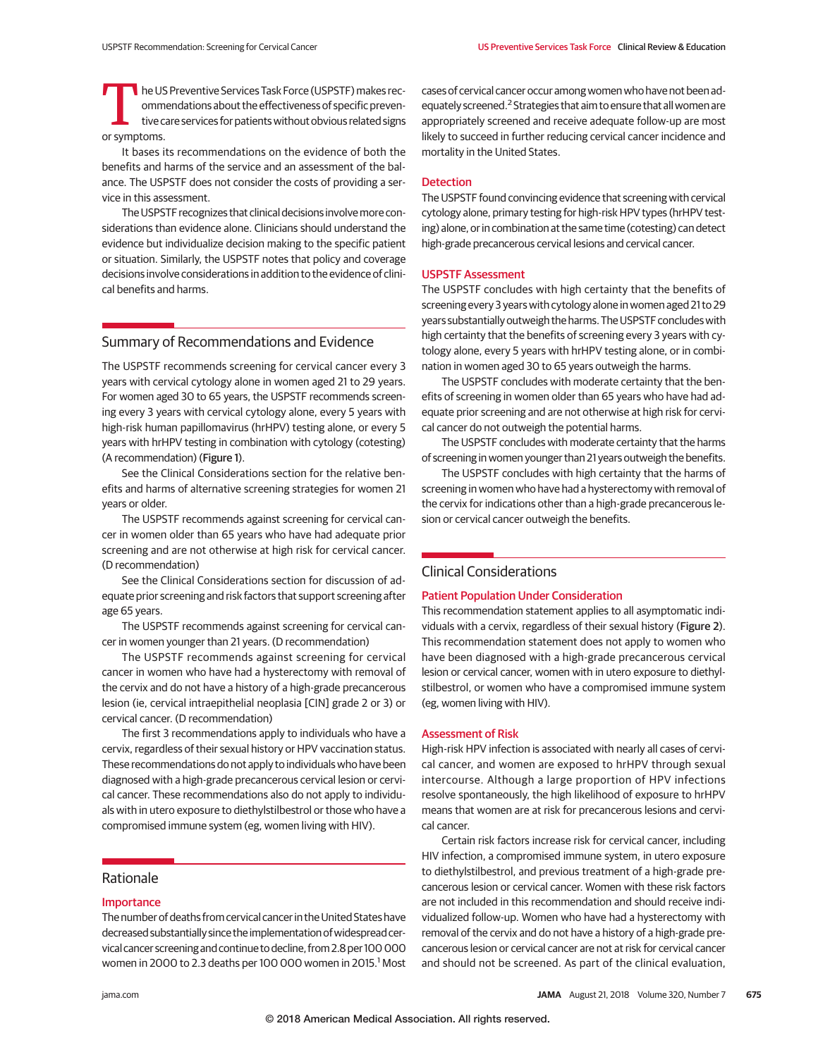The US Preventive Services Task Force (USPSTF) makes recommendations about the effectiveness of specific preventive care services for patients without obvious related signs or symptoms.

It bases its recommendations on the evidence of both the benefits and harms of the service and an assessment of the balance. The USPSTF does not consider the costs of providing a service in this assessment.

The USPSTF recognizes that clinical decisions involve more considerations than evidence alone. Clinicians should understand the evidence but individualize decision making to the specific patient or situation. Similarly, the USPSTF notes that policy and coverage decisions involve considerations in addition to the evidence of clinical benefits and harms.

## Summary of Recommendations and Evidence

The USPSTF recommends screening for cervical cancer every 3 years with cervical cytology alone in women aged 21 to 29 years. For women aged 30 to 65 years, the USPSTF recommends screening every 3 years with cervical cytology alone, every 5 years with high-risk human papillomavirus (hrHPV) testing alone, or every 5 years with hrHPV testing in combination with cytology (cotesting) (A recommendation) (**Figure 1**).

See the Clinical Considerations section for the relative benefits and harms of alternative screening strategies for women 21 years or older.

The USPSTF recommends against screening for cervical cancer in women older than 65 years who have had adequate prior screening and are not otherwise at high risk for cervical cancer. (D recommendation)

See the Clinical Considerations section for discussion of adequate prior screening and risk factors that support screening after age 65 years.

The USPSTF recommends against screening for cervical cancer in women younger than 21 years. (D recommendation)

The USPSTF recommends against screening for cervical cancer in women who have had a hysterectomy with removal of the cervix and do not have a history of a high-grade precancerous lesion (ie, cervical intraepithelial neoplasia [CIN] grade 2 or 3) or cervical cancer. (D recommendation)

The first 3 recommendations apply to individuals who have a cervix, regardless of their sexual history or HPV vaccination status. These recommendations do not apply to individuals who have been diagnosed with a high-grade precancerous cervical lesion or cervical cancer. These recommendations also do not apply to individuals with in utero exposure to diethylstilbestrol or those who have a compromised immune system (eg, women living with HIV).

## Rationale

### Importance

The number of deaths from cervical cancer in the United States have decreased substantially since the implementation of widespread cervical cancer screening and continue to decline, from 2.8 per 100 000 women in 2000 to 2.3 deaths per 100 000 women in 2015.[1] Most cases of cervical cancer occur among women who have not been adequately screened.[2] Strategies that aim to ensure that all women are appropriately screened and receive adequate follow-up are most likely to succeed in further reducing cervical cancer incidence and mortality in the United States.

### Detection

The USPSTF found convincing evidence that screening with cervical cytology alone, primary testing for high-risk HPV types (hrHPV testing) alone, or in combination at the same time (cotesting) can detect high-grade precancerous cervical lesions and cervical cancer.

### USPSTF Assessment

The USPSTF concludes with high certainty that the benefits of screening every 3 years with cytology alone in women aged 21 to 29 years substantially outweigh the harms. The USPSTF concludes with high certainty that the benefits of screening every 3 years with cytology alone, every 5 years with hrHPV testing alone, or in combination in women aged 30 to 65 years outweigh the harms.

The USPSTF concludes with moderate certainty that the benefits of screening in women older than 65 years who have had adequate prior screening and are not otherwise at high risk for cervical cancer do not outweigh the potential harms.

The USPSTF concludes with moderate certainty that the harms of screening in women younger than 21 years outweigh the benefits.

The USPSTF concludes with high certainty that the harms of screening in women who have had a hysterectomy with removal of the cervix for indications other than a high-grade precancerous lesion or cervical cancer outweigh the benefits.

## Clinical Considerations

### Patient Population Under Consideration

This recommendation statement applies to all asymptomatic individuals with a cervix, regardless of their sexual history (**Figure 2**). This recommendation statement does not apply to women who have been diagnosed with a high-grade precancerous cervical lesion or cervical cancer, women with in utero exposure to diethylstilbestrol, or women who have a compromised immune system (eg, women living with HIV).

### Assessment of Risk

High-risk HPV infection is associated with nearly all cases of cervical cancer, and women are exposed to hrHPV through sexual intercourse. Although a large proportion of HPV infections resolve spontaneously, the high likelihood of exposure to hrHPV means that women are at risk for precancerous lesions and cervical cancer.

Certain risk factors increase risk for cervical cancer, including HIV infection, a compromised immune system, in utero exposure to diethylstilbestrol, and previous treatment of a high-grade precancerous lesion or cervical cancer. Women with these risk factors are not included in this recommendation and should receive individualized follow-up. Women who have had a hysterectomy with removal of the cervix and do not have a history of a high-grade precancerous lesion or cervical cancer are not at risk for cervical cancer and should not be screened. As part of the clinical evaluation,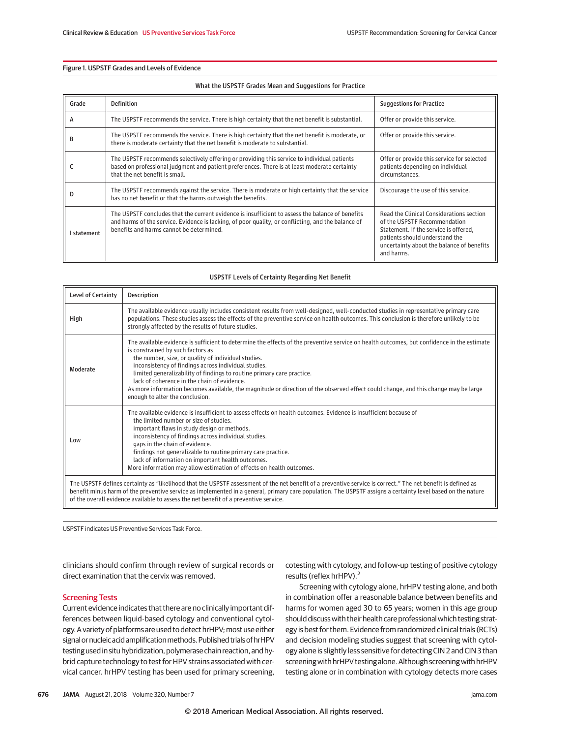Figure 1. USPSTF Grades and Levels of Evidence

What the USPSTF Grades Mean and Suggestions for Practice

| Grade | Definition | Suggestions for Practice |
|---|---|---|
| A | The USPSTF recommends the service. There is high certainty that the net benefit is substantial. | Offer or provide this service. |
| B | The USPSTF recommends the service. There is high certainty that the net benefit is moderate, or there is moderate certainty that the net benefit is moderate to substantial. | Offer or provide this service. |
| C | The USPSTF recommends selectively offering or providing this service to individual patients based on professional judgment and patient preferences. There is at least moderate certainty that the net benefit is small. | Offer or provide this service for selected patients depending on individual circumstances. |
| D | The USPSTF recommends against the service. There is moderate or high certainty that the service has no net benefit or that the harms outweigh the benefits. | Discourage the use of this service. |
| I statement | The USPSTF concludes that the current evidence is insufficient to assess the balance of benefits and harms of the service. Evidence is lacking, of poor quality, or conflicting, and the balance of benefits and harms cannot be determined. | Read the Clinical Considerations section of the USPSTF Recommendation Statement. If the service is offered, patients should understand the uncertainty about the balance of benefits and harms. |

USPSTF Levels of Certainty Regarding Net Benefit

| Level of Certainty | Description |
|---|---|
| High | The available evidence usually includes consistent results from well-designed, well-conducted studies in representative primary care populations. These studies assess the effects of the preventive service on health outcomes. This conclusion is therefore unlikely to be strongly affected by the results of future studies. |
| Moderate | The available evidence is sufficient to determine the effects of the preventive service on health outcomes, but confidence in the estimate is constrained by such factors as<br>the number, size, or quality of individual studies.<br>inconsistency of findings across individual studies.<br>limited generalizability of findings to routine primary care practice.<br>lack of coherence in the chain of evidence.<br>As more information becomes available, the magnitude or direction of the observed effect could change, and this change may be large enough to alter the conclusion. |
| Low | The available evidence is insufficient to assess effects on health outcomes. Evidence is insufficient because of<br>the limited number or size of studies.<br>important flaws in study design or methods.<br>inconsistency of findings across individual studies.<br>gaps in the chain of evidence.<br>findings not generalizable to routine primary care practice.<br>lack of information on important health outcomes.<br>More information may allow estimation of effects on health outcomes. |

The USPSTF defines certainty as "likelihood that the USPSTF assessment of the net benefit of a preventive service is correct." The net benefit is defined as benefit minus harm of the preventive service as implemented in a general, primary care population. The USPSTF assigns a certainty level based on the nature of the overall evidence available to assess the net benefit of a preventive service.

USPSTF indicates US Preventive Services Task Force.

clinicians should confirm through review of surgical records or direct examination that the cervix was removed.

## Screening Tests

Current evidence indicates that there are no clinically important differences between liquid-based cytology and conventional cytology. A variety of platforms are used to detect hrHPV; most use either signal or nucleic acid amplification methods. Published trials of hrHPV testing used in situ hybridization, polymerase chain reaction, and hybrid capture technology to test for HPV strains associated with cervical cancer. hrHPV testing has been used for primary screening, cotesting with cytology, and follow-up testing of positive cytology results (reflex hrHPV).[2]

Screening with cytology alone, hrHPV testing alone, and both in combination offer a reasonable balance between benefits and harms for women aged 30 to 65 years; women in this age group should discuss with their health care professional which testing strategy is best for them. Evidence from randomized clinical trials (RCTs) and decision modeling studies suggest that screening with cytology alone is slightly less sensitive for detecting CIN 2 and CIN 3 than screening with hrHPV testing alone. Although screening with hrHPV testing alone or in combination with cytology detects more cases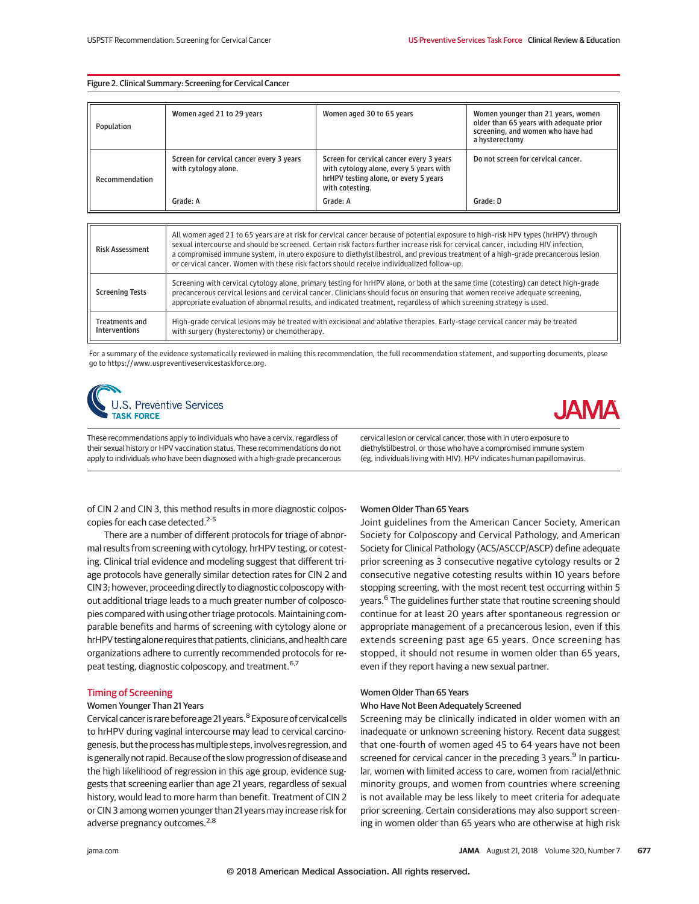Figure 2. Clinical Summary: Screening for Cervical Cancer

| Population | Women aged 21 to 29 years | Women aged 30 to 65 years | Women younger than 21 years, women older than 65 years with adequate prior screening, and women who have had a hysterectomy |
|---|---|---|---|
| Recommendation | Screen for cervical cancer every 3 years with cytology alone. Grade: A | Screen for cervical cancer every 3 years with cytology alone, every 5 years with hrHPV testing alone, or every 5 years with cotesting. Grade: A | Do not screen for cervical cancer. Grade: D |

| | |
|---|---|
| Risk Assessment | All women aged 21 to 65 years are at risk for cervical cancer because of potential exposure to high-risk HPV types (hrHPV) through sexual intercourse and should be screened. Certain risk factors further increase risk for cervical cancer, including HIV infection, a compromised immune system, in utero exposure to diethylstilbestrol, and previous treatment of a high-grade precancerous lesion or cervical cancer. Women with these risk factors should receive individualized follow-up. |
| Screening Tests | Screening with cervical cytology alone, primary testing for hrHPV alone, or both at the same time (cotesting) can detect high-grade precancerous cervical lesions and cervical cancer. Clinicians should focus on ensuring that women receive adequate screening, appropriate evaluation of abnormal results, and indicated treatment, regardless of which screening strategy is used. |
| Treatments and Interventions | High-grade cervical lesions may be treated with excisional and ablative therapies. Early-stage cervical cancer may be treated with surgery (hysterectomy) or chemotherapy. |

For a summary of the evidence systematically reviewed in making this recommendation, the full recommendation statement, and supporting documents, please go to https://www.uspreventiveservicestaskforce.org.

U.S. Preventive Services TASK FORCE

JAMA

These recommendations apply to individuals who have a cervix, regardless of their sexual history or HPV vaccination status. These recommendations do not apply to individuals who have been diagnosed with a high-grade precancerous cervical lesion or cervical cancer, those with in utero exposure to diethylstilbestrol, or those who have a compromised immune system (eg, individuals living with HIV). HPV indicates human papillomavirus.

of CIN 2 and CIN 3, this method results in more diagnostic colposcopies for each case detected.[2-5]

There are a number of different protocols for triage of abnormal results from screening with cytology, hrHPV testing, or cotesting. Clinical trial evidence and modeling suggest that different triage protocols have generally similar detection rates for CIN 2 and CIN 3; however, proceeding directly to diagnostic colposcopy without additional triage leads to a much greater number of colposcopies compared with using other triage protocols. Maintaining comparable benefits and harms of screening with cytology alone or hrHPV testing alone requires that patients, clinicians, and health care organizations adhere to currently recommended protocols for repeat testing, diagnostic colposcopy, and treatment.[6,7]

## Timing of Screening

### Women Younger Than 21 Years

Cervical cancer is rare before age 21 years.[8] Exposure of cervical cells to hrHPV during vaginal intercourse may lead to cervical carcinogenesis, but the process has multiple steps, involves regression, and is generally not rapid. Because of the slow progression of disease and the high likelihood of regression in this age group, evidence suggests that screening earlier than age 21 years, regardless of sexual history, would lead to more harm than benefit. Treatment of CIN 2 or CIN 3 among women younger than 21 years may increase risk for adverse pregnancy outcomes.[2,8]

### Women Older Than 65 Years

Joint guidelines from the American Cancer Society, American Society for Colposcopy and Cervical Pathology, and American Society for Clinical Pathology (ACS/ASCCP/ASCP) define adequate prior screening as 3 consecutive negative cytology results or 2 consecutive negative cotesting results within 10 years before stopping screening, with the most recent test occurring within 5 years.[6] The guidelines further state that routine screening should continue for at least 20 years after spontaneous regression or appropriate management of a precancerous lesion, even if this extends screening past age 65 years. Once screening has stopped, it should not resume in women older than 65 years, even if they report having a new sexual partner.

### Women Older Than 65 Years Who Have Not Been Adequately Screened

Screening may be clinically indicated in older women with an inadequate or unknown screening history. Recent data suggest that one-fourth of women aged 45 to 64 years have not been screened for cervical cancer in the preceding 3 years.[9] In particular, women with limited access to care, women from racial/ethnic minority groups, and women from countries where screening is not available may be less likely to meet criteria for adequate prior screening. Certain considerations may also support screening in women older than 65 years who are otherwise at high risk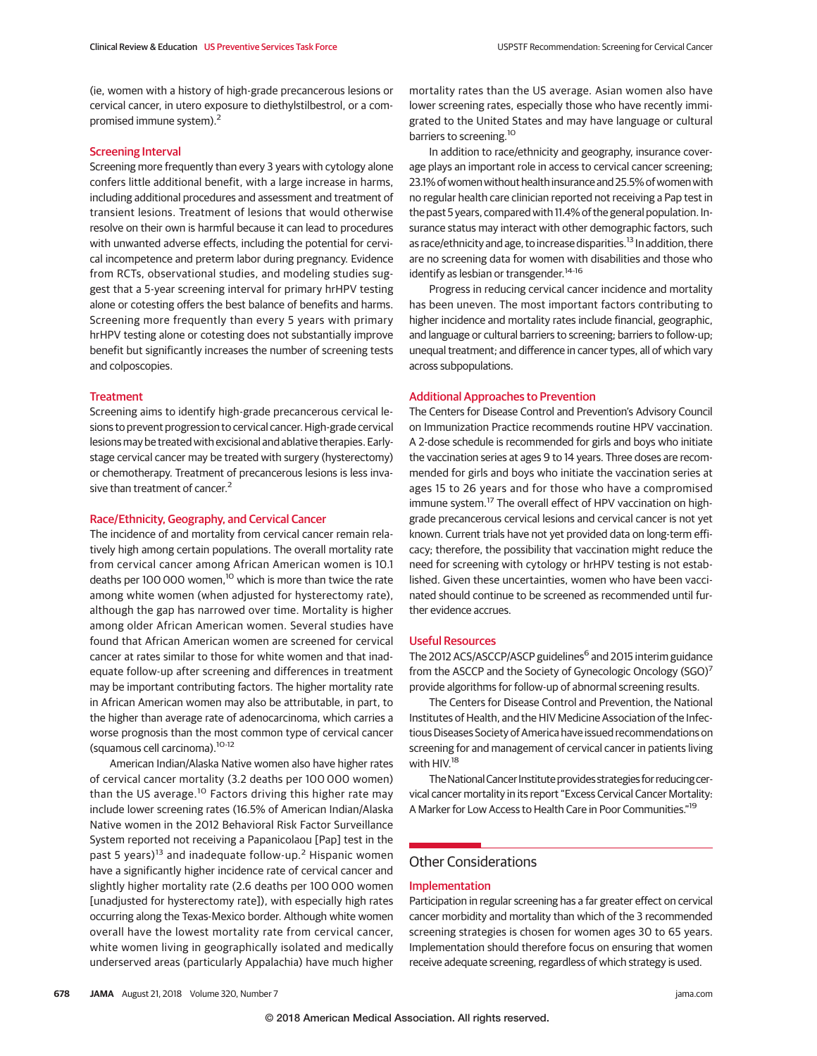(ie, women with a history of high-grade precancerous lesions or cervical cancer, in utero exposure to diethylstilbestrol, or a compromised immune system).[2]

### Screening Interval

Screening more frequently than every 3 years with cytology alone confers little additional benefit, with a large increase in harms, including additional procedures and assessment and treatment of transient lesions. Treatment of lesions that would otherwise resolve on their own is harmful because it can lead to procedures with unwanted adverse effects, including the potential for cervical incompetence and preterm labor during pregnancy. Evidence from RCTs, observational studies, and modeling studies suggest that a 5-year screening interval for primary hrHPV testing alone or cotesting offers the best balance of benefits and harms. Screening more frequently than every 5 years with primary hrHPV testing alone or cotesting does not substantially improve benefit but significantly increases the number of screening tests and colposcopies.

### Treatment

Screening aims to identify high-grade precancerous cervical lesions to prevent progression to cervical cancer. High-grade cervical lesions may be treated with excisional and ablative therapies. Early-stage cervical cancer may be treated with surgery (hysterectomy) or chemotherapy. Treatment of precancerous lesions is less invasive than treatment of cancer.[2]

### Race/Ethnicity, Geography, and Cervical Cancer

The incidence of and mortality from cervical cancer remain relatively high among certain populations. The overall mortality rate from cervical cancer among African American women is 10.1 deaths per 100 000 women,[10] which is more than twice the rate among white women (when adjusted for hysterectomy rate), although the gap has narrowed over time. Mortality is higher among older African American women. Several studies have found that African American women are screened for cervical cancer at rates similar to those for white women and that inadequate follow-up after screening and differences in treatment may be important contributing factors. The higher mortality rate in African American women may also be attributable, in part, to the higher than average rate of adenocarcinoma, which carries a worse prognosis than the most common type of cervical cancer (squamous cell carcinoma).[10-12]

American Indian/Alaska Native women also have higher rates of cervical cancer mortality (3.2 deaths per 100 000 women) than the US average.[10] Factors driving this higher rate may include lower screening rates (16.5% of American Indian/Alaska Native women in the 2012 Behavioral Risk Factor Surveillance System reported not receiving a Papanicolaou [Pap] test in the past 5 years)[13] and inadequate follow-up.[2] Hispanic women have a significantly higher incidence rate of cervical cancer and slightly higher mortality rate (2.6 deaths per 100 000 women [unadjusted for hysterectomy rate]), with especially high rates occurring along the Texas-Mexico border. Although white women overall have the lowest mortality rate from cervical cancer, white women living in geographically isolated and medically underserved areas (particularly Appalachia) have much higher mortality rates than the US average. Asian women also have lower screening rates, especially those who have recently immigrated to the United States and may have language or cultural barriers to screening.[10]

In addition to race/ethnicity and geography, insurance coverage plays an important role in access to cervical cancer screening; 23.1% of women without health insurance and 25.5% of women with no regular health care clinician reported not receiving a Pap test in the past 5 years, compared with 11.4% of the general population. Insurance status may interact with other demographic factors, such as race/ethnicity and age, to increase disparities.[13] In addition, there are no screening data for women with disabilities and those who identify as lesbian or transgender.[14-16]

Progress in reducing cervical cancer incidence and mortality has been uneven. The most important factors contributing to higher incidence and mortality rates include financial, geographic, and language or cultural barriers to screening; barriers to follow-up; unequal treatment; and difference in cancer types, all of which vary across subpopulations.

### Additional Approaches to Prevention

The Centers for Disease Control and Prevention's Advisory Council on Immunization Practice recommends routine HPV vaccination. A 2-dose schedule is recommended for girls and boys who initiate the vaccination series at ages 9 to 14 years. Three doses are recommended for girls and boys who initiate the vaccination series at ages 15 to 26 years and for those who have a compromised immune system.[17] The overall effect of HPV vaccination on high-grade precancerous cervical lesions and cervical cancer is not yet known. Current trials have not yet provided data on long-term efficacy; therefore, the possibility that vaccination might reduce the need for screening with cytology or hrHPV testing is not established. Given these uncertainties, women who have been vaccinated should continue to be screened as recommended until further evidence accrues.

### Useful Resources

The 2012 ACS/ASCCP/ASCP guidelines[6] and 2015 interim guidance from the ASCCP and the Society of Gynecologic Oncology (SGO)[7] provide algorithms for follow-up of abnormal screening results.

The Centers for Disease Control and Prevention, the National Institutes of Health, and the HIV Medicine Association of the Infectious Diseases Society of America have issued recommendations on screening for and management of cervical cancer in patients living with HIV.[18]

The National Cancer Institute provides strategies for reducing cervical cancer mortality in its report "Excess Cervical Cancer Mortality: A Marker for Low Access to Health Care in Poor Communities."[19]

## Other Considerations

### Implementation

Participation in regular screening has a far greater effect on cervical cancer morbidity and mortality than which of the 3 recommended screening strategies is chosen for women ages 30 to 65 years. Implementation should therefore focus on ensuring that women receive adequate screening, regardless of which strategy is used.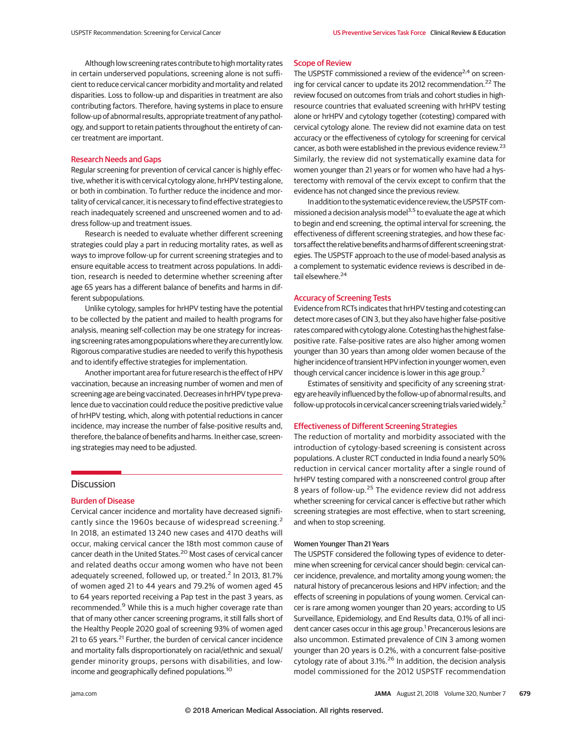Although low screening rates contribute to high mortality rates in certain underserved populations, screening alone is not sufficient to reduce cervical cancer morbidity and mortality and related disparities. Loss to follow-up and disparities in treatment are also contributing factors. Therefore, having systems in place to ensure follow-up of abnormal results, appropriate treatment of any pathology, and support to retain patients throughout the entirety of cancer treatment are important.

### Research Needs and Gaps

Regular screening for prevention of cervical cancer is highly effective, whether it is with cervical cytology alone, hrHPV testing alone, or both in combination. To further reduce the incidence and mortality of cervical cancer, it is necessary to find effective strategies to reach inadequately screened and unscreened women and to address follow-up and treatment issues.

Research is needed to evaluate whether different screening strategies could play a part in reducing mortality rates, as well as ways to improve follow-up for current screening strategies and to ensure equitable access to treatment across populations. In addition, research is needed to determine whether screening after age 65 years has a different balance of benefits and harms in different subpopulations.

Unlike cytology, samples for hrHPV testing have the potential to be collected by the patient and mailed to health programs for analysis, meaning self-collection may be one strategy for increasing screening rates among populations where they are currently low. Rigorous comparative studies are needed to verify this hypothesis and to identify effective strategies for implementation.

Another important area for future research is the effect of HPV vaccination, because an increasing number of women and men of screening age are being vaccinated. Decreases in hrHPV type prevalence due to vaccination could reduce the positive predictive value of hrHPV testing, which, along with potential reductions in cancer incidence, may increase the number of false-positive results and, therefore, the balance of benefits and harms. In either case, screening strategies may need to be adjusted.

## Discussion

### Burden of Disease

Cervical cancer incidence and mortality have decreased significantly since the 1960s because of widespread screening.[2] In 2018, an estimated 13 240 new cases and 4170 deaths will occur, making cervical cancer the 18th most common cause of cancer death in the United States.[20] Most cases of cervical cancer and related deaths occur among women who have not been adequately screened, followed up, or treated.[2] In 2013, 81.7% of women aged 21 to 44 years and 79.2% of women aged 45 to 64 years reported receiving a Pap test in the past 3 years, as recommended.[9] While this is a much higher coverage rate than that of many other cancer screening programs, it still falls short of the Healthy People 2020 goal of screening 93% of women aged 21 to 65 years.[21] Further, the burden of cervical cancer incidence and mortality falls disproportionately on racial/ethnic and sexual/gender minority groups, persons with disabilities, and low-income and geographically defined populations.[10]

### Scope of Review

The USPSTF commissioned a review of the evidence[2,4] on screening for cervical cancer to update its 2012 recommendation.[22] The review focused on outcomes from trials and cohort studies in high-resource countries that evaluated screening with hrHPV testing alone or hrHPV and cytology together (cotesting) compared with cervical cytology alone. The review did not examine data on test accuracy or the effectiveness of cytology for screening for cervical cancer, as both were established in the previous evidence review.[23] Similarly, the review did not systematically examine data for women younger than 21 years or for women who have had a hysterectomy with removal of the cervix except to confirm that the evidence has not changed since the previous review.

In addition to the systematic evidence review, the USPSTF commissioned a decision analysis model[3,5] to evaluate the age at which to begin and end screening, the optimal interval for screening, the effectiveness of different screening strategies, and how these factors affect the relative benefits and harms of different screening strategies. The USPSTF approach to the use of model-based analysis as a complement to systematic evidence reviews is described in detail elsewhere.[24]

### Accuracy of Screening Tests

Evidence from RCTs indicates that hrHPV testing and cotesting can detect more cases of CIN 3, but they also have higher false-positive rates compared with cytology alone. Cotesting has the highest false-positive rate. False-positive rates are also higher among women younger than 30 years than among older women because of the higher incidence of transient HPV infection in younger women, even though cervical cancer incidence is lower in this age group.[2]

Estimates of sensitivity and specificity of any screening strategy are heavily influenced by the follow-up of abnormal results, and follow-up protocols in cervical cancer screening trials varied widely.[2]

### Effectiveness of Different Screening Strategies

The reduction of mortality and morbidity associated with the introduction of cytology-based screening is consistent across populations. A cluster RCT conducted in India found a nearly 50% reduction in cervical cancer mortality after a single round of hrHPV testing compared with a nonscreened control group after 8 years of follow-up.[25] The evidence review did not address whether screening for cervical cancer is effective but rather which screening strategies are most effective, when to start screening, and when to stop screening.

#### Women Younger Than 21 Years

The USPSTF considered the following types of evidence to determine when screening for cervical cancer should begin: cervical cancer incidence, prevalence, and mortality among young women; the natural history of precancerous lesions and HPV infection; and the effects of screening in populations of young women. Cervical cancer is rare among women younger than 20 years; according to US Surveillance, Epidemiology, and End Results data, 0.1% of all incident cancer cases occur in this age group.[1] Precancerous lesions are also uncommon. Estimated prevalence of CIN 3 among women younger than 20 years is 0.2%, with a concurrent false-positive cytology rate of about 3.1%.[26] In addition, the decision analysis model commissioned for the 2012 USPSTF recommendation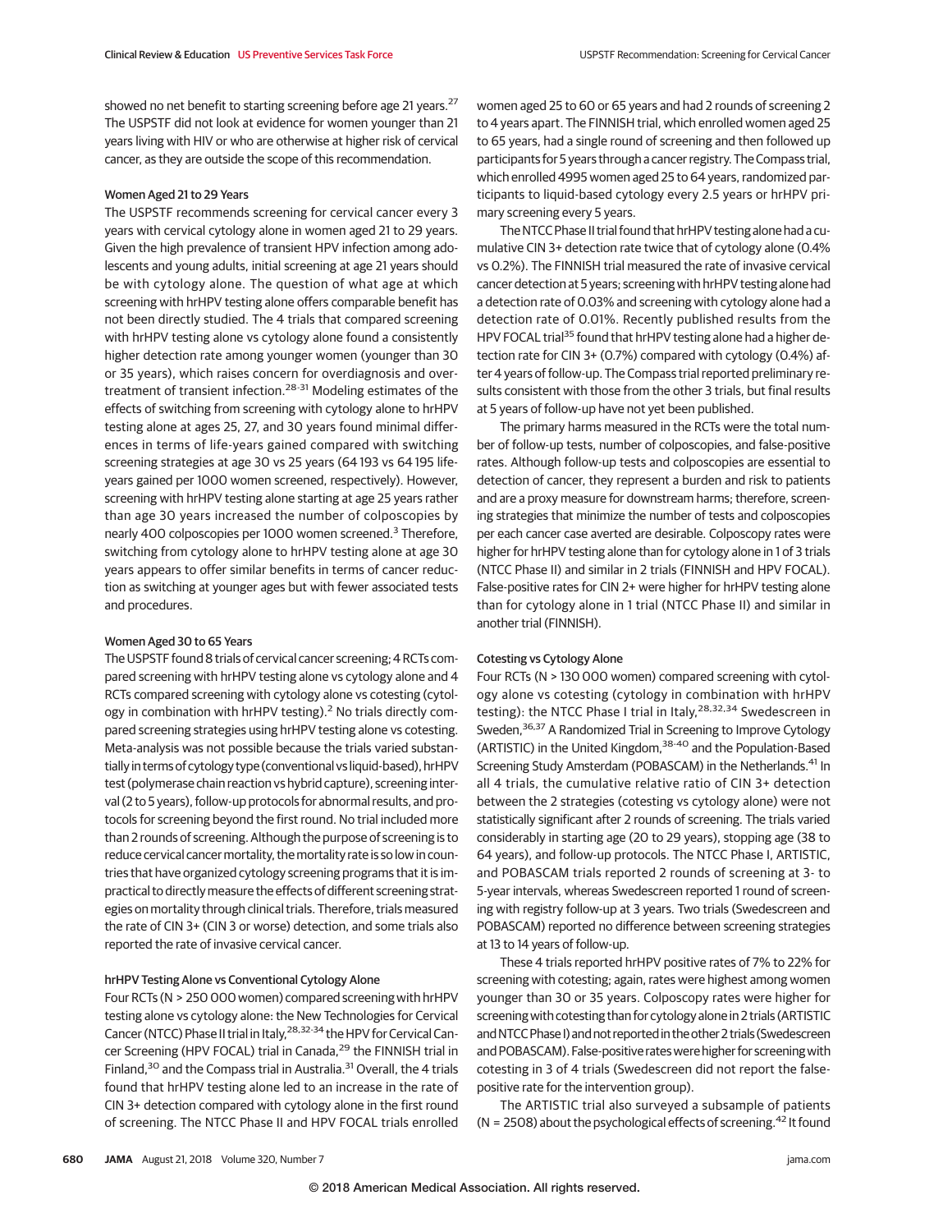showed no net benefit to starting screening before age 21 years.[27] The USPSTF did not look at evidence for women younger than 21 years living with HIV or who are otherwise at higher risk of cervical cancer, as they are outside the scope of this recommendation.

#### Women Aged 21 to 29 Years

The USPSTF recommends screening for cervical cancer every 3 years with cervical cytology alone in women aged 21 to 29 years. Given the high prevalence of transient HPV infection among adolescents and young adults, initial screening at age 21 years should be with cytology alone. The question of what age at which screening with hrHPV testing alone offers comparable benefit has not been directly studied. The 4 trials that compared screening with hrHPV testing alone vs cytology alone found a consistently higher detection rate among younger women (younger than 30 or 35 years), which raises concern for overdiagnosis and overtreatment of transient infection.[28-31] Modeling estimates of the effects of switching from screening with cytology alone to hrHPV testing alone at ages 25, 27, and 30 years found minimal differences in terms of life-years gained compared with switching screening strategies at age 30 vs 25 years (64 193 vs 64 195 life-years gained per 1000 women screened, respectively). However, screening with hrHPV testing alone starting at age 25 years rather than age 30 years increased the number of colposcopies by nearly 400 colposcopies per 1000 women screened.[3] Therefore, switching from cytology alone to hrHPV testing alone at age 30 years appears to offer similar benefits in terms of cancer reduction as switching at younger ages but with fewer associated tests and procedures.

#### Women Aged 30 to 65 Years

The USPSTF found 8 trials of cervical cancer screening; 4 RCTs compared screening with hrHPV testing alone vs cytology alone and 4 RCTs compared screening with cytology alone vs cotesting (cytology in combination with hrHPV testing).[2] No trials directly compared screening strategies using hrHPV testing alone vs cotesting. Meta-analysis was not possible because the trials varied substantially in terms of cytology type (conventional vs liquid-based), hrHPV test (polymerase chain reaction vs hybrid capture), screening interval (2 to 5 years), follow-up protocols for abnormal results, and protocols for screening beyond the first round. No trial included more than 2 rounds of screening. Although the purpose of screening is to reduce cervical cancer mortality, the mortality rate is so low in countries that have organized cytology screening programs that it is impractical to directly measure the effects of different screening strategies on mortality through clinical trials. Therefore, trials measured the rate of CIN 3+ (CIN 3 or worse) detection, and some trials also reported the rate of invasive cervical cancer.

#### hrHPV Testing Alone vs Conventional Cytology Alone

Four RCTs (N > 250 000 women) compared screening with hrHPV testing alone vs cytology alone: the New Technologies for Cervical Cancer (NTCC) Phase II trial in Italy,[28,32-34] the HPV for Cervical Cancer Screening (HPV FOCAL) trial in Canada,[29] the FINNISH trial in Finland,[30] and the Compass trial in Australia.[31] Overall, the 4 trials found that hrHPV testing alone led to an increase in the rate of CIN 3+ detection compared with cytology alone in the first round of screening. The NTCC Phase II and HPV FOCAL trials enrolled women aged 25 to 60 or 65 years and had 2 rounds of screening 2 to 4 years apart. The FINNISH trial, which enrolled women aged 25 to 65 years, had a single round of screening and then followed up participants for 5 years through a cancer registry. The Compass trial, which enrolled 4995 women aged 25 to 64 years, randomized participants to liquid-based cytology every 2.5 years or hrHPV primary screening every 5 years.

The NTCC Phase II trial found that hrHPV testing alone had a cumulative CIN 3+ detection rate twice that of cytology alone (0.4% vs 0.2%). The FINNISH trial measured the rate of invasive cervical cancer detection at 5 years; screening with hrHPV testing alone had a detection rate of 0.03% and screening with cytology alone had a detection rate of 0.01%. Recently published results from the HPV FOCAL trial[35] found that hrHPV testing alone had a higher detection rate for CIN 3+ (0.7%) compared with cytology (0.4%) after 4 years of follow-up. The Compass trial reported preliminary results consistent with those from the other 3 trials, but final results at 5 years of follow-up have not yet been published.

The primary harms measured in the RCTs were the total number of follow-up tests, number of colposcopies, and false-positive rates. Although follow-up tests and colposcopies are essential to detection of cancer, they represent a burden and risk to patients and are a proxy measure for downstream harms; therefore, screening strategies that minimize the number of tests and colposcopies per each cancer case averted are desirable. Colposcopy rates were higher for hrHPV testing alone than for cytology alone in 1 of 3 trials (NTCC Phase II) and similar in 2 trials (FINNISH and HPV FOCAL). False-positive rates for CIN 2+ were higher for hrHPV testing alone than for cytology alone in 1 trial (NTCC Phase II) and similar in another trial (FINNISH).

#### Cotesting vs Cytology Alone

Four RCTs (N > 130 000 women) compared screening with cytology alone vs cotesting (cytology in combination with hrHPV testing): the NTCC Phase I trial in Italy,[28,32,34] Swedescreen in Sweden,[36,37] A Randomized Trial in Screening to Improve Cytology (ARTISTIC) in the United Kingdom,[38-40] and the Population-Based Screening Study Amsterdam (POBASCAM) in the Netherlands.[41] In all 4 trials, the cumulative relative ratio of CIN 3+ detection between the 2 strategies (cotesting vs cytology alone) were not statistically significant after 2 rounds of screening. The trials varied considerably in starting age (20 to 29 years), stopping age (38 to 64 years), and follow-up protocols. The NTCC Phase I, ARTISTIC, and POBASCAM trials reported 2 rounds of screening at 3- to 5-year intervals, whereas Swedescreen reported 1 round of screening with registry follow-up at 3 years. Two trials (Swedescreen and POBASCAM) reported no difference between screening strategies at 13 to 14 years of follow-up.

These 4 trials reported hrHPV positive rates of 7% to 22% for screening with cotesting; again, rates were highest among women younger than 30 or 35 years. Colposcopy rates were higher for screening with cotesting than for cytology alone in 2 trials (ARTISTIC and NTCC Phase I) and not reported in the other 2 trials (Swedescreen and POBASCAM). False-positive rates were higher for screening with cotesting in 3 of 4 trials (Swedescreen did not report the false-positive rate for the intervention group).

The ARTISTIC trial also surveyed a subsample of patients (N = 2508) about the psychological effects of screening.[42] It found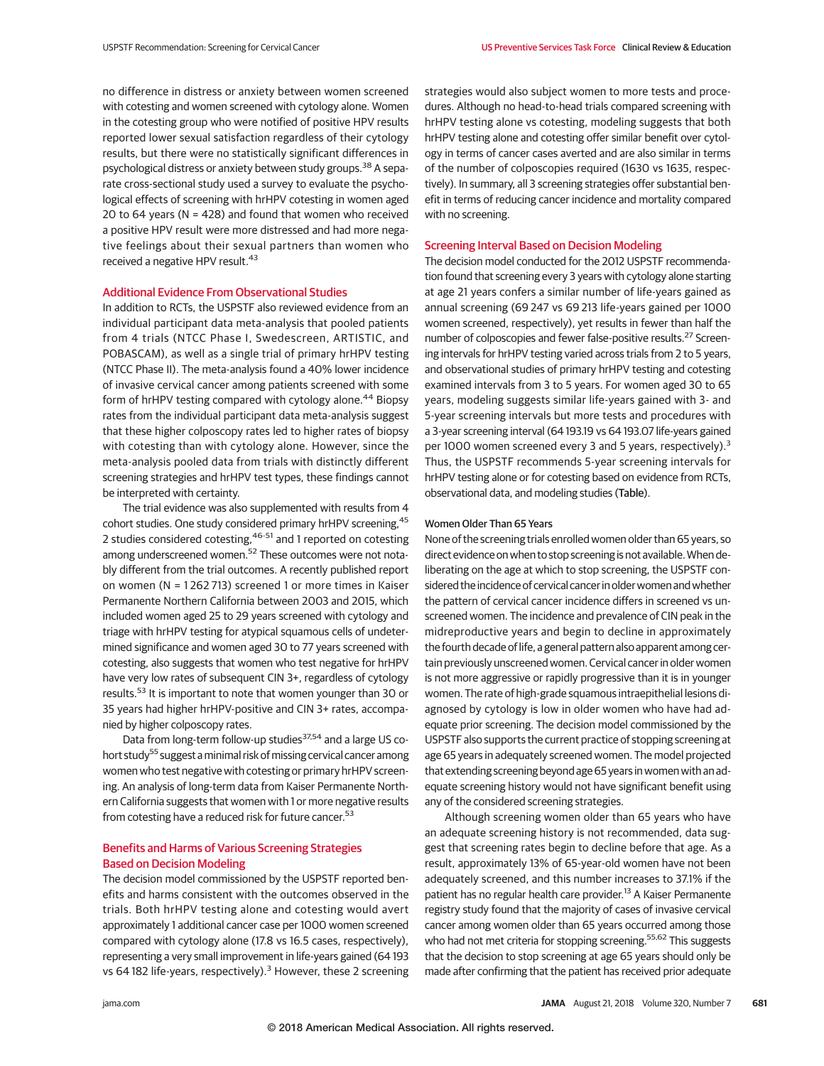no difference in distress or anxiety between women screened with cotesting and women screened with cytology alone. Women in the cotesting group who were notified of positive HPV results reported lower sexual satisfaction regardless of their cytology results, but there were no statistically significant differences in psychological distress or anxiety between study groups.[38] A separate cross-sectional study used a survey to evaluate the psychological effects of screening with hrHPV cotesting in women aged 20 to 64 years (N = 428) and found that women who received a positive HPV result were more distressed and had more negative feelings about their sexual partners than women who received a negative HPV result.[43]

## Additional Evidence From Observational Studies

In addition to RCTs, the USPSTF also reviewed evidence from an individual participant data meta-analysis that pooled patients from 4 trials (NTCC Phase I, Swedescreen, ARTISTIC, and POBASCAM), as well as a single trial of primary hrHPV testing (NTCC Phase II). The meta-analysis found a 40% lower incidence of invasive cervical cancer among patients screened with some form of hrHPV testing compared with cytology alone.[44] Biopsy rates from the individual participant data meta-analysis suggest that these higher colposcopy rates led to higher rates of biopsy with cotesting than with cytology alone. However, since the meta-analysis pooled data from trials with distinctly different screening strategies and hrHPV test types, these findings cannot be interpreted with certainty.

The trial evidence was also supplemented with results from 4 cohort studies. One study considered primary hrHPV screening,[45] 2 studies considered cotesting,[46-51] and 1 reported on cotesting among underscreened women.[52] These outcomes were not notably different from the trial outcomes. A recently published report on women (N = 1 262 713) screened 1 or more times in Kaiser Permanente Northern California between 2003 and 2015, which included women aged 25 to 29 years screened with cytology and triage with hrHPV testing for atypical squamous cells of undetermined significance and women aged 30 to 77 years screened with cotesting, also suggests that women who test negative for hrHPV have very low rates of subsequent CIN 3+, regardless of cytology results.[53] It is important to note that women younger than 30 or 35 years had higher hrHPV-positive and CIN 3+ rates, accompanied by higher colposcopy rates.

Data from long-term follow-up studies[37,54] and a large US cohort study[55] suggest a minimal risk of missing cervical cancer among women who test negative with cotesting or primary hrHPV screening. An analysis of long-term data from Kaiser Permanente Northern California suggests that women with 1 or more negative results from cotesting have a reduced risk for future cancer.[53]

## Benefits and Harms of Various Screening Strategies Based on Decision Modeling

The decision model commissioned by the USPSTF reported benefits and harms consistent with the outcomes observed in the trials. Both hrHPV testing alone and cotesting would avert approximately 1 additional cancer case per 1000 women screened compared with cytology alone (17.8 vs 16.5 cases, respectively), representing a very small improvement in life-years gained (64 193 vs 64 182 life-years, respectively).[3] However, these 2 screening strategies would also subject women to more tests and procedures. Although no head-to-head trials compared screening with hrHPV testing alone vs cotesting, modeling suggests that both hrHPV testing alone and cotesting offer similar benefit over cytology in terms of cancer cases averted and are also similar in terms of the number of colposcopies required (1630 vs 1635, respectively). In summary, all 3 screening strategies offer substantial benefit in terms of reducing cancer incidence and mortality compared with no screening.

## Screening Interval Based on Decision Modeling

The decision model conducted for the 2012 USPSTF recommendation found that screening every 3 years with cytology alone starting at age 21 years confers a similar number of life-years gained as annual screening (69 247 vs 69 213 life-years gained per 1000 women screened, respectively), yet results in fewer than half the number of colposcopies and fewer false-positive results.[27] Screening intervals for hrHPV testing varied across trials from 2 to 5 years, and observational studies of primary hrHPV testing and cotesting examined intervals from 3 to 5 years. For women aged 30 to 65 years, modeling suggests similar life-years gained with 3- and 5-year screening intervals but more tests and procedures with a 3-year screening interval (64 193.19 vs 64 193.07 life-years gained per 1000 women screened every 3 and 5 years, respectively).[3] Thus, the USPSTF recommends 5-year screening intervals for hrHPV testing alone or for cotesting based on evidence from RCTs, observational data, and modeling studies (Table).

### Women Older Than 65 Years

None of the screening trials enrolled women older than 65 years, so direct evidence on when to stop screening is not available. When deliberating on the age at which to stop screening, the USPSTF considered the incidence of cervical cancer in older women and whether the pattern of cervical cancer incidence differs in screened vs unscreened women. The incidence and prevalence of CIN peak in the midreproductive years and begin to decline in approximately the fourth decade of life, a general pattern also apparent among certain previously unscreened women. Cervical cancer in older women is not more aggressive or rapidly progressive than it is in younger women. The rate of high-grade squamous intraepithelial lesions diagnosed by cytology is low in older women who have had adequate prior screening. The decision model commissioned by the USPSTF also supports the current practice of stopping screening at age 65 years in adequately screened women. The model projected that extending screening beyond age 65 years in women with an adequate screening history would not have significant benefit using any of the considered screening strategies.

Although screening women older than 65 years who have an adequate screening history is not recommended, data suggest that screening rates begin to decline before that age. As a result, approximately 13% of 65-year-old women have not been adequately screened, and this number increases to 37.1% if the patient has no regular health care provider.[13] A Kaiser Permanente registry study found that the majority of cases of invasive cervical cancer among women older than 65 years occurred among those who had not met criteria for stopping screening.[55,62] This suggests that the decision to stop screening at age 65 years should only be made after confirming that the patient has received prior adequate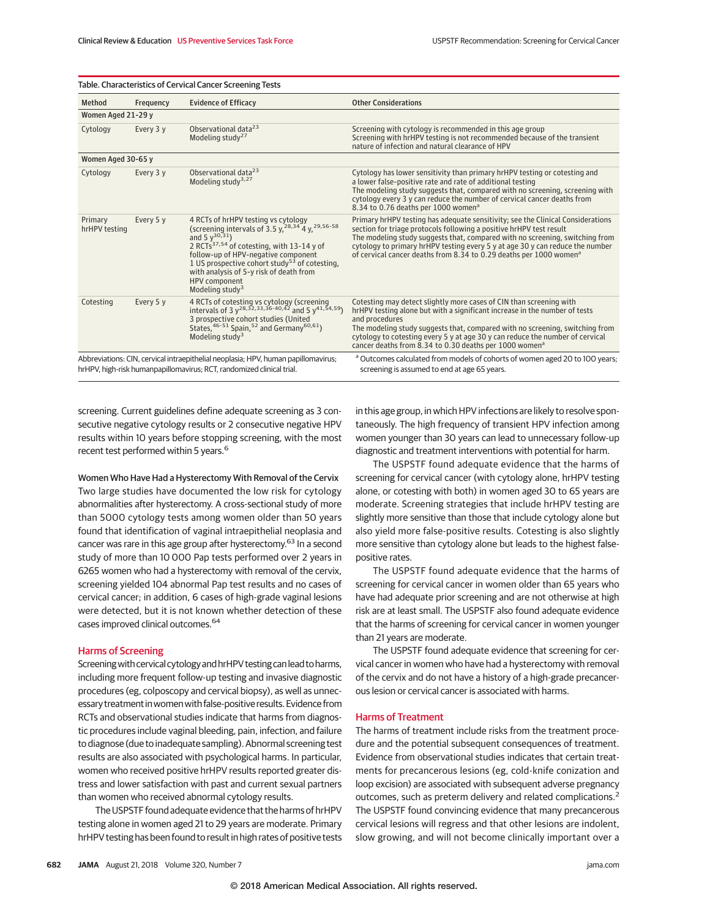Table. Characteristics of Cervical Cancer Screening Tests

| Method | Frequency | Evidence of Efficacy | Other Considerations |
|---|---|---|---|
| **Women Aged 21-29 y** | | | |
| Cytology | Every 3 y | Observational data[23]<br>Modeling study[27] | Screening with cytology is recommended in this age group<br>Screening with hrHPV testing is not recommended because of the transient nature of infection and natural clearance of HPV |
| **Women Aged 30-65 y** | | | |
| Cytology | Every 3 y | Observational data[23]<br>Modeling study[3,27] | Cytology has lower sensitivity than primary hrHPV testing or cotesting and a lower false-positive rate and rate of additional testing<br>The modeling study suggests that, compared with no screening, screening with cytology every 3 y can reduce the number of cervical cancer deaths from 8.34 to 0.76 deaths per 1000 women[a] |
| Primary hrHPV testing | Every 5 y | 4 RCTs of hrHPV testing vs cytology (screening intervals of 3.5 y,[28,34] 4 y,[29,56-58] and 5 y[30,31])<br>2 RCTs[37,54] of cotesting, with 13-14 y of follow-up of HPV-negative component<br>1 US prospective cohort study[53] of cotesting, with analysis of 5-y risk of death from HPV component<br>Modeling study[3] | Primary hrHPV testing has adequate sensitivity; see the Clinical Considerations section for triage protocols following a positive hrHPV test result<br>The modeling study suggests that, compared with no screening, switching from cytology to primary hrHPV testing every 5 y at age 30 y can reduce the number of cervical cancer deaths from 8.34 to 0.29 deaths per 1000 women[a] |
| Cotesting | Every 5 y | 4 RCTs of cotesting vs cytology (screening intervals of 3 y[28,32,33,36-40,42] and 5 y[41,54,59])<br>3 prospective cohort studies (United States,[46-51] Spain,[52] and Germany[60,61])<br>Modeling study[3] | Cotesting may detect slightly more cases of CIN than screening with hrHPV testing alone but with a significant increase in the number of tests and procedures<br>The modeling study suggests that, compared with no screening, switching from cytology to cotesting every 5 y at age 30 y can reduce the number of cervical cancer deaths from 8.34 to 0.30 deaths per 1000 women[a] |

Abbreviations: CIN, cervical intraepithelial neoplasia; HPV, human papillomavirus; hrHPV, high-risk humanpapillomavirus; RCT, randomized clinical trial.

[a] Outcomes calculated from models of cohorts of women aged 20 to 100 years; screening is assumed to end at age 65 years.

screening. Current guidelines define adequate screening as 3 consecutive negative cytology results or 2 consecutive negative HPV results within 10 years before stopping screening, with the most recent test performed within 5 years.[6]

**Women Who Have Had a Hysterectomy With Removal of the Cervix**

Two large studies have documented the low risk for cytology abnormalities after hysterectomy. A cross-sectional study of more than 5000 cytology tests among women older than 50 years found that identification of vaginal intraepithelial neoplasia and cancer was rare in this age group after hysterectomy.[63] In a second study of more than 10 000 Pap tests performed over 2 years in 6265 women who had a hysterectomy with removal of the cervix, screening yielded 104 abnormal Pap test results and no cases of cervical cancer; in addition, 6 cases of high-grade vaginal lesions were detected, but it is not known whether detection of these cases improved clinical outcomes.[64]

## Harms of Screening

Screening with cervical cytology and hrHPV testing can lead to harms, including more frequent follow-up testing and invasive diagnostic procedures (eg, colposcopy and cervical biopsy), as well as unnecessary treatment in women with false-positive results. Evidence from RCTs and observational studies indicate that harms from diagnostic procedures include vaginal bleeding, pain, infection, and failure to diagnose (due to inadequate sampling). Abnormal screening test results are also associated with psychological harms. In particular, women who received positive hrHPV results reported greater distress and lower satisfaction with past and current sexual partners than women who received abnormal cytology results.

The USPSTF found adequate evidence that the harms of hrHPV testing alone in women aged 21 to 29 years are moderate. Primary hrHPV testing has been found to result in high rates of positive tests in this age group, in which HPV infections are likely to resolve spontaneously. The high frequency of transient HPV infection among women younger than 30 years can lead to unnecessary follow-up diagnostic and treatment interventions with potential for harm.

The USPSTF found adequate evidence that the harms of screening for cervical cancer (with cytology alone, hrHPV testing alone, or cotesting with both) in women aged 30 to 65 years are moderate. Screening strategies that include hrHPV testing are slightly more sensitive than those that include cytology alone but also yield more false-positive results. Cotesting is also slightly more sensitive than cytology alone but leads to the highest false-positive rates.

The USPSTF found adequate evidence that the harms of screening for cervical cancer in women older than 65 years who have had adequate prior screening and are not otherwise at high risk are at least small. The USPSTF also found adequate evidence that the harms of screening for cervical cancer in women younger than 21 years are moderate.

The USPSTF found adequate evidence that screening for cervical cancer in women who have had a hysterectomy with removal of the cervix and do not have a history of a high-grade precancerous lesion or cervical cancer is associated with harms.

## Harms of Treatment

The harms of treatment include risks from the treatment procedure and the potential subsequent consequences of treatment. Evidence from observational studies indicates that certain treatments for precancerous lesions (eg, cold-knife conization and loop excision) are associated with subsequent adverse pregnancy outcomes, such as preterm delivery and related complications.[2] The USPSTF found convincing evidence that many precancerous cervical lesions will regress and that other lesions are indolent, slow growing, and will not become clinically important over a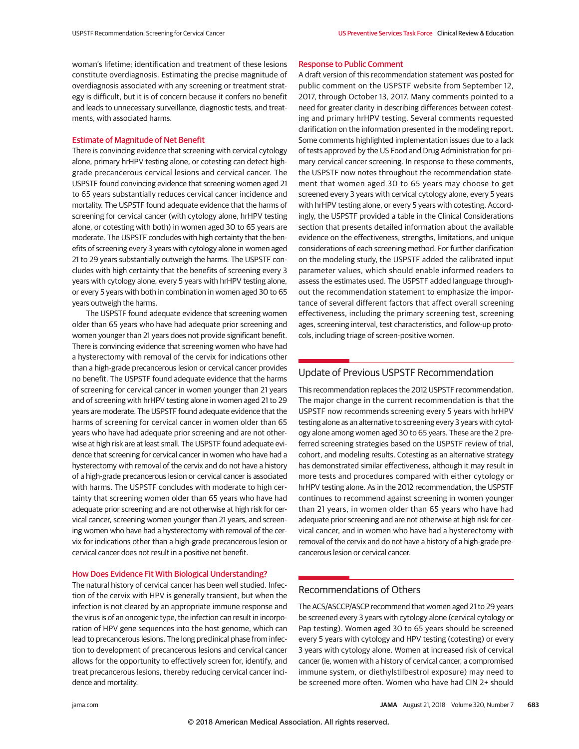woman's lifetime; identification and treatment of these lesions constitute overdiagnosis. Estimating the precise magnitude of overdiagnosis associated with any screening or treatment strategy is difficult, but it is of concern because it confers no benefit and leads to unnecessary surveillance, diagnostic tests, and treatments, with associated harms.

### Estimate of Magnitude of Net Benefit

There is convincing evidence that screening with cervical cytology alone, primary hrHPV testing alone, or cotesting can detect high-grade precancerous cervical lesions and cervical cancer. The USPSTF found convincing evidence that screening women aged 21 to 65 years substantially reduces cervical cancer incidence and mortality. The USPSTF found adequate evidence that the harms of screening for cervical cancer (with cytology alone, hrHPV testing alone, or cotesting with both) in women aged 30 to 65 years are moderate. The USPSTF concludes with high certainty that the benefits of screening every 3 years with cytology alone in women aged 21 to 29 years substantially outweigh the harms. The USPSTF concludes with high certainty that the benefits of screening every 3 years with cytology alone, every 5 years with hrHPV testing alone, or every 5 years with both in combination in women aged 30 to 65 years outweigh the harms.

The USPSTF found adequate evidence that screening women older than 65 years who have had adequate prior screening and women younger than 21 years does not provide significant benefit. There is convincing evidence that screening women who have had a hysterectomy with removal of the cervix for indications other than a high-grade precancerous lesion or cervical cancer provides no benefit. The USPSTF found adequate evidence that the harms of screening for cervical cancer in women younger than 21 years and of screening with hrHPV testing alone in women aged 21 to 29 years are moderate. The USPSTF found adequate evidence that the harms of screening for cervical cancer in women older than 65 years who have had adequate prior screening and are not otherwise at high risk are at least small. The USPSTF found adequate evidence that screening for cervical cancer in women who have had a hysterectomy with removal of the cervix and do not have a history of a high-grade precancerous lesion or cervical cancer is associated with harms. The USPSTF concludes with moderate to high certainty that screening women older than 65 years who have had adequate prior screening and are not otherwise at high risk for cervical cancer, screening women younger than 21 years, and screening women who have had a hysterectomy with removal of the cervix for indications other than a high-grade precancerous lesion or cervical cancer does not result in a positive net benefit.

### How Does Evidence Fit With Biological Understanding?

The natural history of cervical cancer has been well studied. Infection of the cervix with HPV is generally transient, but when the infection is not cleared by an appropriate immune response and the virus is of an oncogenic type, the infection can result in incorporation of HPV gene sequences into the host genome, which can lead to precancerous lesions. The long preclinical phase from infection to development of precancerous lesions and cervical cancer allows for the opportunity to effectively screen for, identify, and treat precancerous lesions, thereby reducing cervical cancer incidence and mortality.

### Response to Public Comment

A draft version of this recommendation statement was posted for public comment on the USPSTF website from September 12, 2017, through October 13, 2017. Many comments pointed to a need for greater clarity in describing differences between cotesting and primary hrHPV testing. Several comments requested clarification on the information presented in the modeling report. Some comments highlighted implementation issues due to a lack of tests approved by the US Food and Drug Administration for primary cervical cancer screening. In response to these comments, the USPSTF now notes throughout the recommendation statement that women aged 30 to 65 years may choose to get screened every 3 years with cervical cytology alone, every 5 years with hrHPV testing alone, or every 5 years with cotesting. Accordingly, the USPSTF provided a table in the Clinical Considerations section that presents detailed information about the available evidence on the effectiveness, strengths, limitations, and unique considerations of each screening method. For further clarification on the modeling study, the USPSTF added the calibrated input parameter values, which should enable informed readers to assess the estimates used. The USPSTF added language throughout the recommendation statement to emphasize the importance of several different factors that affect overall screening effectiveness, including the primary screening test, screening ages, screening interval, test characteristics, and follow-up protocols, including triage of screen-positive women.

## Update of Previous USPSTF Recommendation

This recommendation replaces the 2012 USPSTF recommendation. The major change in the current recommendation is that the USPSTF now recommends screening every 5 years with hrHPV testing alone as an alternative to screening every 3 years with cytology alone among women aged 30 to 65 years. These are the 2 preferred screening strategies based on the USPSTF review of trial, cohort, and modeling results. Cotesting as an alternative strategy has demonstrated similar effectiveness, although it may result in more tests and procedures compared with either cytology or hrHPV testing alone. As in the 2012 recommendation, the USPSTF continues to recommend against screening in women younger than 21 years, in women older than 65 years who have had adequate prior screening and are not otherwise at high risk for cervical cancer, and in women who have had a hysterectomy with removal of the cervix and do not have a history of a high-grade precancerous lesion or cervical cancer.

## Recommendations of Others

The ACS/ASCCP/ASCP recommend that women aged 21 to 29 years be screened every 3 years with cytology alone (cervical cytology or Pap testing). Women aged 30 to 65 years should be screened every 5 years with cytology and HPV testing (cotesting) or every 3 years with cytology alone. Women at increased risk of cervical cancer (ie, women with a history of cervical cancer, a compromised immune system, or diethylstilbestrol exposure) may need to be screened more often. Women who have had CIN 2+ should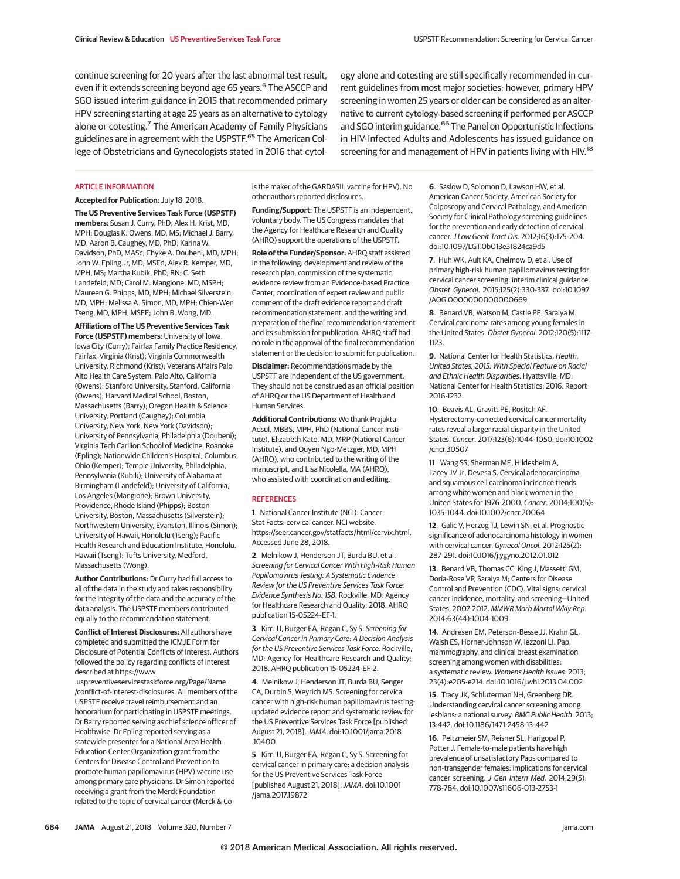continue screening for 20 years after the last abnormal test result, even if it extends screening beyond age 65 years.[6] The ASCCP and SGO issued interim guidance in 2015 that recommended primary HPV screening starting at age 25 years as an alternative to cytology alone or cotesting.[7] The American Academy of Family Physicians guidelines are in agreement with the USPSTF.[65] The American College of Obstetricians and Gynecologists stated in 2016 that cytology alone and cotesting are still specifically recommended in current guidelines from most major societies; however, primary HPV screening in women 25 years or older can be considered as an alternative to current cytology-based screening if performed per ASCCP and SGO interim guidance.[66] The Panel on Opportunistic Infections in HIV-Infected Adults and Adolescents has issued guidance on screening for and management of HPV in patients living with HIV.[18]

## ARTICLE INFORMATION

**Accepted for Publication:** July 18, 2018.

**The US Preventive Services Task Force (USPSTF) members:** Susan J. Curry, PhD; Alex H. Krist, MD, MPH; Douglas K. Owens, MD, MS; Michael J. Barry, MD; Aaron B. Caughey, MD, PhD; Karina W. Davidson, PhD, MASc; Chyke A. Doubeni, MD, MPH; John W. Epling Jr, MD, MSEd; Alex R. Kemper, MD, MPH, MS; Martha Kubik, PhD, RN; C. Seth Landefeld, MD; Carol M. Mangione, MD, MSPH; Maureen G. Phipps, MD, MPH; Michael Silverstein, MD, MPH; Melissa A. Simon, MD, MPH; Chien-Wen Tseng, MD, MPH, MSEE; John B. Wong, MD.

**Affiliations of The US Preventive Services Task Force (USPSTF) members:** University of Iowa, Iowa City (Curry); Fairfax Family Practice Residency, Fairfax, Virginia (Krist); Virginia Commonwealth University, Richmond (Krist); Veterans Affairs Palo Alto Health Care System, Palo Alto, California (Owens); Stanford University, Stanford, California (Owens); Harvard Medical School, Boston, Massachusetts (Barry); Oregon Health & Science University, Portland (Caughey); Columbia University, New York, New York (Davidson); University of Pennsylvania, Philadelphia (Doubeni); Virginia Tech Carilion School of Medicine, Roanoke (Epling); Nationwide Children's Hospital, Columbus, Ohio (Kemper); Temple University, Philadelphia, Pennsylvania (Kubik); University of Alabama at Birmingham (Landefeld); University of California, Los Angeles (Mangione); Brown University, Providence, Rhode Island (Phipps); Boston University, Boston, Massachusetts (Silverstein); Northwestern University, Evanston, Illinois (Simon); University of Hawaii, Honolulu (Tseng); Pacific Health Research and Education Institute, Honolulu, Hawaii (Tseng); Tufts University, Medford, Massachusetts (Wong).

**Author Contributions:** Dr Curry had full access to all of the data in the study and takes responsibility for the integrity of the data and the accuracy of the data analysis. The USPSTF members contributed equally to the recommendation statement.

**Conflict of Interest Disclosures:** All authors have completed and submitted the ICMJE Form for Disclosure of Potential Conflicts of Interest. Authors followed the policy regarding conflicts of interest described at https://www.uspreventiveservicestaskforce.org/Page/Name/conflict-of-interest-disclosures. All members of the USPSTF receive travel reimbursement and an honorarium for participating in USPSTF meetings. Dr Barry reported serving as chief science officer of Healthwise. Dr Epling reported serving as a statewide presenter for a National Area Health Education Center Organization grant from the Centers for Disease Control and Prevention to promote human papillomavirus (HPV) vaccine use among primary care physicians. Dr Simon reported receiving a grant from the Merck Foundation related to the topic of cervical cancer (Merck & Co is the maker of the GARDASIL vaccine for HPV). No other authors reported disclosures.

**Funding/Support:** The USPSTF is an independent, voluntary body. The US Congress mandates that the Agency for Healthcare Research and Quality (AHRQ) support the operations of the USPSTF.

**Role of the Funder/Sponsor:** AHRQ staff assisted in the following: development and review of the research plan, commission of the systematic evidence review from an Evidence-based Practice Center, coordination of expert review and public comment of the draft evidence report and draft recommendation statement, and the writing and preparation of the final recommendation statement and its submission for publication. AHRQ staff had no role in the approval of the final recommendation statement or the decision to submit for publication.

**Disclaimer:** Recommendations made by the USPSTF are independent of the US government. They should not be construed as an official position of AHRQ or the US Department of Health and Human Services.

**Additional Contributions:** We thank Prajakta Adsul, MBBS, MPH, PhD (National Cancer Institute), Elizabeth Kato, MD, MRP (National Cancer Institute), and Quyen Ngo-Metzger, MD, MPH (AHRQ), who contributed to the writing of the manuscript, and Lisa Nicolella, MA (AHRQ), who assisted with coordination and editing.

## REFERENCES

1. National Cancer Institute (NCI). Cancer Stat Facts: cervical cancer. NCI website. https://seer.cancer.gov/statfacts/html/cervix.html. Accessed June 28, 2018.

2. Melnikow J, Henderson JT, Burda BU, et al. *Screening for Cervical Cancer With High-Risk Human Papillomavirus Testing: A Systematic Evidence Review for the US Preventive Services Task Force: Evidence Synthesis No. 158*. Rockville, MD: Agency for Healthcare Research and Quality; 2018. AHRQ publication 15-05224-EF-1.

3. Kim JJ, Burger EA, Regan C, Sy S. *Screening for Cervical Cancer in Primary Care: A Decision Analysis for the US Preventive Services Task Force*. Rockville, MD: Agency for Healthcare Research and Quality; 2018. AHRQ publication 15-05224-EF-2.

4. Melnikow J, Henderson JT, Burda BU, Senger CA, Durbin S, Weyrich MS. Screening for cervical cancer with high-risk human papillomavirus testing: updated evidence report and systematic review for the US Preventive Services Task Force [published August 21, 2018]. *JAMA*. doi:10.1001/jama.2018.10400

5. Kim JJ, Burger EA, Regan C, Sy S. Screening for cervical cancer in primary care: a decision analysis for the US Preventive Services Task Force [published August 21, 2018]. *JAMA*. doi:10.1001/jama.2017.19872

6. Saslow D, Solomon D, Lawson HW, et al. American Cancer Society, American Society for Colposcopy and Cervical Pathology, and American Society for Clinical Pathology screening guidelines for the prevention and early detection of cervical cancer. *J Low Genit Tract Dis*. 2012;16(3):175-204. doi:10.1097/LGT.0b013e31824ca9d5

7. Huh WK, Ault KA, Chelmow D, et al. Use of primary high-risk human papillomavirus testing for cervical cancer screening: interim clinical guidance. *Obstet Gynecol*. 2015;125(2):330-337. doi:10.1097/AOG.0000000000000669

8. Benard VB, Watson M, Castle PE, Saraiya M. Cervical carcinoma rates among young females in the United States. *Obstet Gynecol*. 2012;120(5):1117-1123.

9. National Center for Health Statistics. *Health, United States, 2015: With Special Feature on Racial and Ethnic Health Disparities*. Hyattsville, MD: National Center for Health Statistics; 2016. Report 2016-1232.

10. Beavis AL, Gravitt PE, Rositch AF. Hysterectomy-corrected cervical cancer mortality rates reveal a larger racial disparity in the United States. *Cancer*. 2017;123(6):1044-1050. doi:10.1002/cncr.30507

11. Wang SS, Sherman ME, Hildesheim A, Lacey JV Jr, Devesa S. Cervical adenocarcinoma and squamous cell carcinoma incidence trends among white women and black women in the United States for 1976-2000. *Cancer*. 2004;100(5):1035-1044. doi:10.1002/cncr.20064

12. Galic V, Herzog TJ, Lewin SN, et al. Prognostic significance of adenocarcinoma histology in women with cervical cancer. *Gynecol Oncol*. 2012;125(2):287-291. doi:10.1016/j.ygyno.2012.01.012

13. Benard VB, Thomas CC, King J, Massetti GM, Doria-Rose VP, Saraiya M; Centers for Disease Control and Prevention (CDC). Vital signs: cervical cancer incidence, mortality, and screening—United States, 2007-2012. *MMWR Morb Mortal Wkly Rep*. 2014;63(44):1004-1009.

14. Andresen EM, Peterson-Besse JJ, Krahn GL, Walsh ES, Horner-Johnson W, Iezzoni LI. Pap, mammography, and clinical breast examination screening among women with disabilities: a systematic review. *Womens Health Issues*. 2013;23(4):e205-e214. doi:10.1016/j.whi.2013.04.002

15. Tracy JK, Schluterman NH, Greenberg DR. Understanding cervical cancer screening among lesbians: a national survey. *BMC Public Health*. 2013;13:442. doi:10.1186/1471-2458-13-442

16. Peitzmeier SM, Reisner SL, Harigopal P, Potter J. Female-to-male patients have high prevalence of unsatisfactory Paps compared to non-transgender females: implications for cervical cancer screening. *J Gen Intern Med*. 2014;29(5):778-784. doi:10.1007/s11606-013-2753-1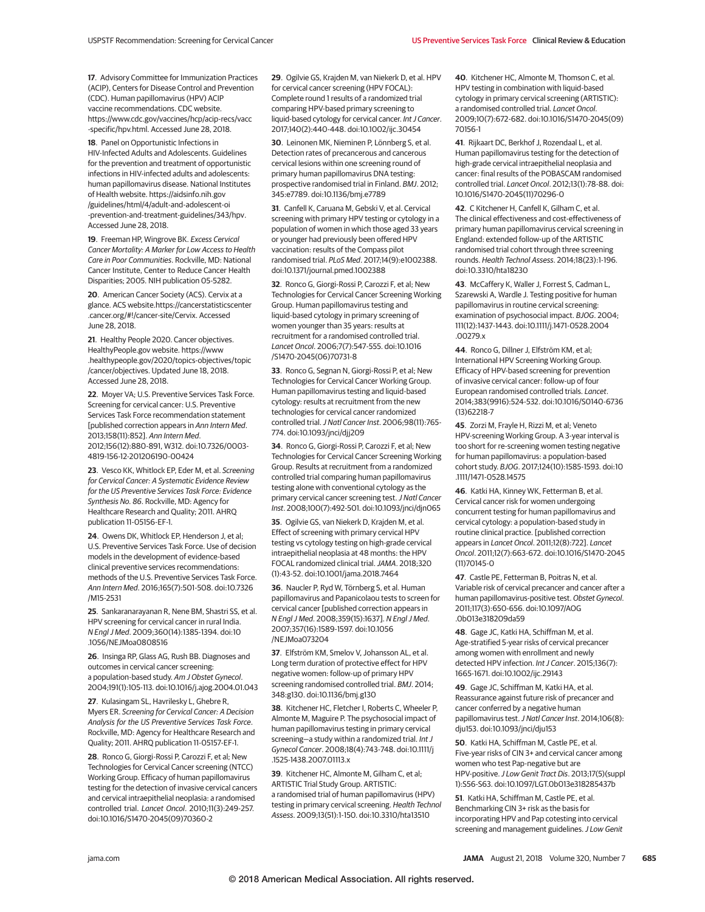17. Advisory Committee for Immunization Practices (ACIP), Centers for Disease Control and Prevention (CDC). Human papillomavirus (HPV) ACIP vaccine recommendations. CDC website. https://www.cdc.gov/vaccines/hcp/acip-recs/vacc-specific/hpv.html. Accessed June 28, 2018.

18. Panel on Opportunistic Infections in HIV-Infected Adults and Adolescents. Guidelines for the prevention and treatment of opportunistic infections in HIV-infected adults and adolescents: human papillomavirus disease. National Institutes of Health website. https://aidsinfo.nih.gov/guidelines/html/4/adult-and-adolescent-oi-prevention-and-treatment-guidelines/343/hpv. Accessed June 28, 2018.

19. Freeman HP, Wingrove BK. *Excess Cervical Cancer Mortality: A Marker for Low Access to Health Care in Poor Communities*. Rockville, MD: National Cancer Institute, Center to Reduce Cancer Health Disparities; 2005. NIH publication 05-5282.

20. American Cancer Society (ACS). Cervix at a glance. ACS website.https://cancerstatisticscenter.cancer.org/#!/cancer-site/Cervix. Accessed June 28, 2018.

21. Healthy People 2020. Cancer objectives. HealthyPeople.gov website. https://www.healthypeople.gov/2020/topics-objectives/topic/cancer/objectives. Updated June 18, 2018. Accessed June 28, 2018.

22. Moyer VA; U.S. Preventive Services Task Force. Screening for cervical cancer: U.S. Preventive Services Task Force recommendation statement [published correction appears in *Ann Intern Med*. 2013;158(11):852]. *Ann Intern Med*. 2012;156(12):880-891, W312. doi:10.7326/0003-4819-156-12-201206190-00424

23. Vesco KK, Whitlock EP, Eder M, et al. *Screening for Cervical Cancer: A Systematic Evidence Review for the US Preventive Services Task Force: Evidence Synthesis No. 86*. Rockville, MD: Agency for Healthcare Research and Quality; 2011. AHRQ publication 11-05156-EF-1.

24. Owens DK, Whitlock EP, Henderson J, et al; U.S. Preventive Services Task Force. Use of decision models in the development of evidence-based clinical preventive services recommendations: methods of the U.S. Preventive Services Task Force. *Ann Intern Med*. 2016;165(7):501-508. doi:10.7326/M15-2531

25. Sankaranarayanan R, Nene BM, Shastri SS, et al. HPV screening for cervical cancer in rural India. *N Engl J Med*. 2009;360(14):1385-1394. doi:10.1056/NEJMoa0808516

26. Insinga RP, Glass AG, Rush BB. Diagnoses and outcomes in cervical cancer screening: a population-based study. *Am J Obstet Gynecol*. 2004;191(1):105-113. doi:10.1016/j.ajog.2004.01.043

27. Kulasingam SL, Havrilesky L, Ghebre R, Myers ER. *Screening for Cervical Cancer: A Decision Analysis for the US Preventive Services Task Force*. Rockville, MD: Agency for Healthcare Research and Quality; 2011. AHRQ publication 11-05157-EF-1.

28. Ronco G, Giorgi-Rossi P, Carozzi F, et al; New Technologies for Cervical Cancer screening (NTCC) Working Group. Efficacy of human papillomavirus testing for the detection of invasive cervical cancers and cervical intraepithelial neoplasia: a randomised controlled trial. *Lancet Oncol*. 2010;11(3):249-257. doi:10.1016/S1470-2045(09)70360-2

29. Ogilvie GS, Krajden M, van Niekerk D, et al. HPV for cervical cancer screening (HPV FOCAL): Complete round 1 results of a randomized trial comparing HPV-based primary screening to liquid-based cytology for cervical cancer. *Int J Cancer*. 2017;140(2):440-448. doi:10.1002/ijc.30454

30. Leinonen MK, Nieminen P, Lönnberg S, et al. Detection rates of precancerous and cancerous cervical lesions within one screening round of primary human papillomavirus DNA testing: prospective randomised trial in Finland. *BMJ*. 2012;345:e7789. doi:10.1136/bmj.e7789

31. Canfell K, Caruana M, Gebski V, et al. Cervical screening with primary HPV testing or cytology in a population of women in which those aged 33 years or younger had previously been offered HPV vaccination: results of the Compass pilot randomised trial. *PLoS Med*. 2017;14(9):e1002388. doi:10.1371/journal.pmed.1002388

32. Ronco G, Giorgi-Rossi P, Carozzi F, et al; New Technologies for Cervical Cancer Screening Working Group. Human papillomavirus testing and liquid-based cytology in primary screening of women younger than 35 years: results at recruitment for a randomised controlled trial. *Lancet Oncol*. 2006;7(7):547-555. doi:10.1016/S1470-2045(06)70731-8

33. Ronco G, Segnan N, Giorgi-Rossi P, et al; New Technologies for Cervical Cancer Working Group. Human papillomavirus testing and liquid-based cytology: results at recruitment from the new technologies for cervical cancer randomized controlled trial. *J Natl Cancer Inst*. 2006;98(11):765-774. doi:10.1093/jnci/djj209

34. Ronco G, Giorgi-Rossi P, Carozzi F, et al; New Technologies for Cervical Cancer Screening Working Group. Results at recruitment from a randomized controlled trial comparing human papillomavirus testing alone with conventional cytology as the primary cervical cancer screening test. *J Natl Cancer Inst*. 2008;100(7):492-501. doi:10.1093/jnci/djn065

35. Ogilvie GS, van Niekerk D, Krajden M, et al. Effect of screening with primary cervical HPV testing vs cytology testing on high-grade cervical intraepithelial neoplasia at 48 months: the HPV FOCAL randomized clinical trial. *JAMA*. 2018;320(1):43-52. doi:10.1001/jama.2018.7464

36. Naucler P, Ryd W, Törnberg S, et al. Human papillomavirus and Papanicolaou tests to screen for cervical cancer [published correction appears in *N Engl J Med*. 2008;359(15):1637]. *N Engl J Med*. 2007;357(16):1589-1597. doi:10.1056/NEJMoa073204

37. Elfström KM, Smelov V, Johansson AL, et al. Long term duration of protective effect for HPV negative women: follow-up of primary HPV screening randomised controlled trial. *BMJ*. 2014;348:g130. doi:10.1136/bmj.g130

38. Kitchener HC, Fletcher I, Roberts C, Wheeler P, Almonte M, Maguire P. The psychosocial impact of human papillomavirus testing in primary cervical screening—a study within a randomized trial. *Int J Gynecol Cancer*. 2008;18(4):743-748. doi:10.1111/j.1525-1438.2007.01113.x

39. Kitchener HC, Almonte M, Gilham C, et al; ARTISTIC Trial Study Group. ARTISTIC: a randomised trial of human papillomavirus (HPV) testing in primary cervical screening. *Health Technol Assess*. 2009;13(51):1-150. doi:10.3310/hta13510

40. Kitchener HC, Almonte M, Thomson C, et al. HPV testing in combination with liquid-based cytology in primary cervical screening (ARTISTIC): a randomised controlled trial. *Lancet Oncol*. 2009;10(7):672-682. doi:10.1016/S1470-2045(09)70156-1

41. Rijkaart DC, Berkhof J, Rozendaal L, et al. Human papillomavirus testing for the detection of high-grade cervical intraepithelial neoplasia and cancer: final results of the POBASCAM randomised controlled trial. *Lancet Oncol*. 2012;13(1):78-88. doi:10.1016/S1470-2045(11)70296-0

42. C Kitchener H, Canfell K, Gilham C, et al. The clinical effectiveness and cost-effectiveness of primary human papillomavirus cervical screening in England: extended follow-up of the ARTISTIC randomised trial cohort through three screening rounds. *Health Technol Assess*. 2014;18(23):1-196. doi:10.3310/hta18230

43. McCaffery K, Waller J, Forrest S, Cadman L, Szarewski A, Wardle J. Testing positive for human papillomavirus in routine cervical screening: examination of psychosocial impact. *BJOG*. 2004;111(12):1437-1443. doi:10.1111/j.1471-0528.2004.00279.x

44. Ronco G, Dillner J, Elfström KM, et al; International HPV Screening Working Group. Efficacy of HPV-based screening for prevention of invasive cervical cancer: follow-up of four European randomised controlled trials. *Lancet*. 2014;383(9916):524-532. doi:10.1016/S0140-6736(13)62218-7

45. Zorzi M, Frayle H, Rizzi M, et al; Veneto HPV-screening Working Group. A 3-year interval is too short for re-screening women testing negative for human papillomavirus: a population-based cohort study. *BJOG*. 2017;124(10):1585-1593. doi:10.1111/1471-0528.14575

46. Katki HA, Kinney WK, Fetterman B, et al. Cervical cancer risk for women undergoing concurrent testing for human papillomavirus and cervical cytology: a population-based study in routine clinical practice. [published correction appears in *Lancet Oncol*. 2011;12(8):722]. *Lancet Oncol*. 2011;12(7):663-672. doi:10.1016/S1470-2045(11)70145-0

47. Castle PE, Fetterman B, Poitras N, et al. Variable risk of cervical precancer and cancer after a human papillomavirus-positive test. *Obstet Gynecol*. 2011;117(3):650-656. doi:10.1097/AOG.0b013e318209da59

48. Gage JC, Katki HA, Schiffman M, et al. Age-stratified 5-year risks of cervical precancer among women with enrollment and newly detected HPV infection. *Int J Cancer*. 2015;136(7):1665-1671. doi:10.1002/ijc.29143

49. Gage JC, Schiffman M, Katki HA, et al. Reassurance against future risk of precancer and cancer conferred by a negative human papillomavirus test. *J Natl Cancer Inst*. 2014;106(8):dju153. doi:10.1093/jnci/dju153

50. Katki HA, Schiffman M, Castle PE, et al. Five-year risks of CIN 3+ and cervical cancer among women who test Pap-negative but are HPV-positive. *J Low Genit Tract Dis*. 2013;17(5)(suppl 1):S56-S63. doi:10.1097/LGT.0b013e318285437b

51. Katki HA, Schiffman M, Castle PE, et al. Benchmarking CIN 3+ risk as the basis for incorporating HPV and Pap cotesting into cervical screening and management guidelines. *J Low Genit*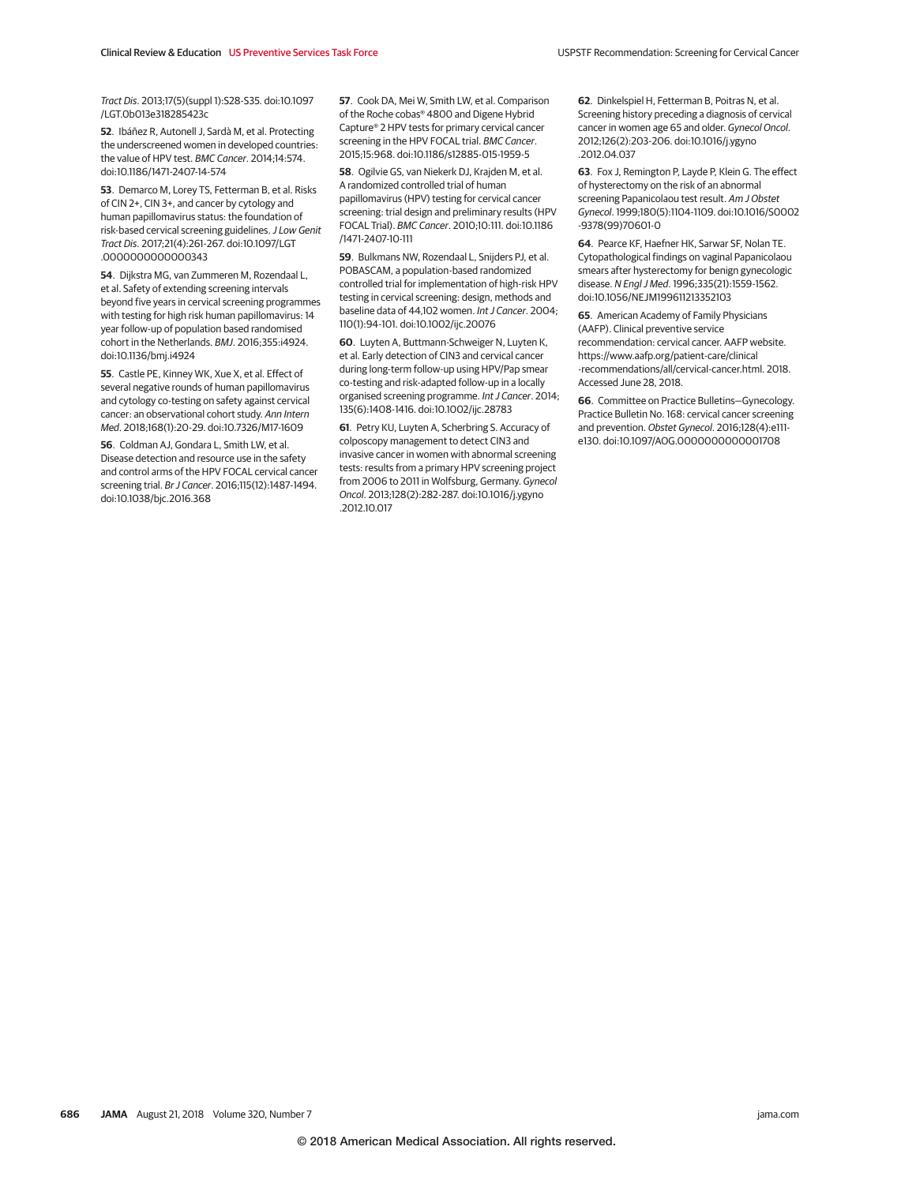*Tract Dis*. 2013;17(5)(suppl 1):S28-S35. doi:10.1097/LGT.0b013e318285423c

**52**. Ibáñez R, Autonell J, Sardà M, et al. Protecting the underscreened women in developed countries: the value of HPV test. *BMC Cancer*. 2014;14:574. doi:10.1186/1471-2407-14-574

**53**. Demarco M, Lorey TS, Fetterman B, et al. Risks of CIN 2+, CIN 3+, and cancer by cytology and human papillomavirus status: the foundation of risk-based cervical screening guidelines. *J Low Genit Tract Dis*. 2017;21(4):261-267. doi:10.1097/LGT.0000000000000343

**54**. Dijkstra MG, van Zummeren M, Rozendaal L, et al. Safety of extending screening intervals beyond five years in cervical screening programmes with testing for high risk human papillomavirus: 14 year follow-up of population based randomised cohort in the Netherlands. *BMJ*. 2016;355:i4924. doi:10.1136/bmj.i4924

**55**. Castle PE, Kinney WK, Xue X, et al. Effect of several negative rounds of human papillomavirus and cytology co-testing on safety against cervical cancer: an observational cohort study. *Ann Intern Med*. 2018;168(1):20-29. doi:10.7326/M17-1609

**56**. Coldman AJ, Gondara L, Smith LW, et al. Disease detection and resource use in the safety and control arms of the HPV FOCAL cervical cancer screening trial. *Br J Cancer*. 2016;115(12):1487-1494. doi:10.1038/bjc.2016.368

**57**. Cook DA, Mei W, Smith LW, et al. Comparison of the Roche cobas® 4800 and Digene Hybrid Capture® 2 HPV tests for primary cervical cancer screening in the HPV FOCAL trial. *BMC Cancer*. 2015;15:968. doi:10.1186/s12885-015-1959-5

**58**. Ogilvie GS, van Niekerk DJ, Krajden M, et al. A randomized controlled trial of human papillomavirus (HPV) testing for cervical cancer screening: trial design and preliminary results (HPV FOCAL Trial). *BMC Cancer*. 2010;10:111. doi:10.1186/1471-2407-10-111

**59**. Bulkmans NW, Rozendaal L, Snijders PJ, et al. POBASCAM, a population-based randomized controlled trial for implementation of high-risk HPV testing in cervical screening: design, methods and baseline data of 44,102 women. *Int J Cancer*. 2004;110(1):94-101. doi:10.1002/ijc.20076

**60**. Luyten A, Buttmann-Schweiger N, Luyten K, et al. Early detection of CIN3 and cervical cancer during long-term follow-up using HPV/Pap smear co-testing and risk-adapted follow-up in a locally organised screening programme. *Int J Cancer*. 2014;135(6):1408-1416. doi:10.1002/ijc.28783

**61**. Petry KU, Luyten A, Scherbring S. Accuracy of colposcopy management to detect CIN3 and invasive cancer in women with abnormal screening tests: results from a primary HPV screening project from 2006 to 2011 in Wolfsburg, Germany. *Gynecol Oncol*. 2013;128(2):282-287. doi:10.1016/j.ygyno.2012.10.017

**62**. Dinkelspiel H, Fetterman B, Poitras N, et al. Screening history preceding a diagnosis of cervical cancer in women age 65 and older. *Gynecol Oncol*. 2012;126(2):203-206. doi:10.1016/j.ygyno.2012.04.037

**63**. Fox J, Remington P, Layde P, Klein G. The effect of hysterectomy on the risk of an abnormal screening Papanicolaou test result. *Am J Obstet Gynecol*. 1999;180(5):1104-1109. doi:10.1016/S0002-9378(99)70601-0

**64**. Pearce KF, Haefner HK, Sarwar SF, Nolan TE. Cytopathological findings on vaginal Papanicolaou smears after hysterectomy for benign gynecologic disease. *N Engl J Med*. 1996;335(21):1559-1562. doi:10.1056/NEJM199611213352103

**65**. American Academy of Family Physicians (AAFP). Clinical preventive service recommendation: cervical cancer. AAFP website. https://www.aafp.org/patient-care/clinical-recommendations/all/cervical-cancer.html. 2018. Accessed June 28, 2018.

**66**. Committee on Practice Bulletins—Gynecology. Practice Bulletin No. 168: cervical cancer screening and prevention. *Obstet Gynecol*. 2016;128(4):e111-e130. doi:10.1097/AOG.0000000000001708